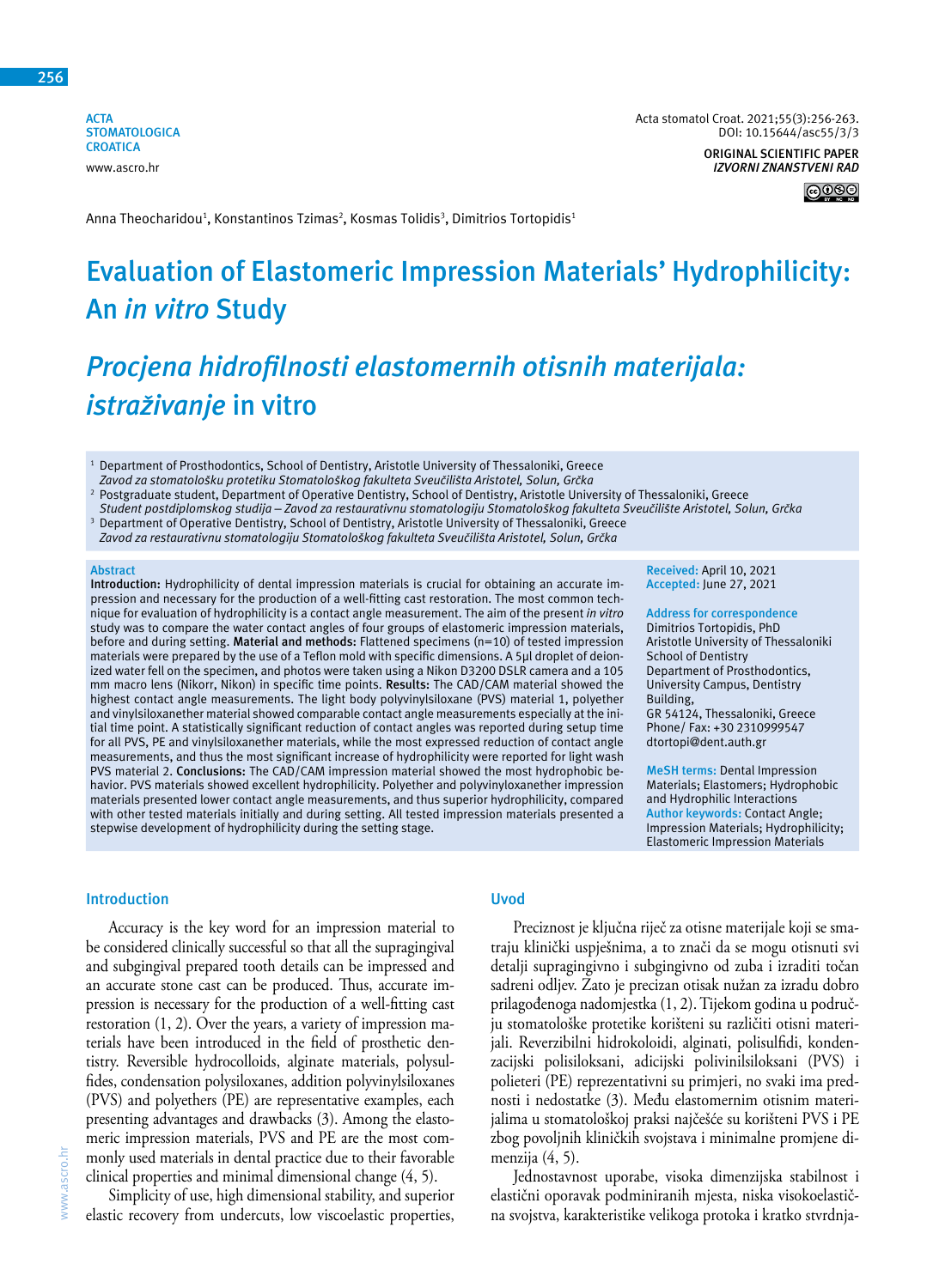ACTA STOMATOLOGICA CROATICA
www.ascro.hr

Acta stomatol Croat. 2021;55(3):256-263.
DOI: 10.15644/asc55/3/3

ORIGINAL SCIENTIFIC PAPER
*IZVORNI ZNANSTVENI RAD*

Anna Theocharidou[1], Konstantinos Tzimas[2], Kosmas Tolidis[3], Dimitrios Tortopidis[1]

# Evaluation of Elastomeric Impression Materials' Hydrophilicity: An *in vitro* Study

# *Procjena hidrofilnosti elastomernih otisnih materijala: istraživanje* in vitro

[1] Department of Prosthodontics, School of Dentistry, Aristotle University of Thessaloniki, Greece
*Zavod za stomatološku protetiku Stomatološkog fakulteta Sveučilišta Aristotel, Solun, Grčka*

[2] Postgraduate student, Department of Operative Dentistry, School of Dentistry, Aristotle University of Thessaloniki, Greece
*Student postdiplomskog studija – Zavod za restaurativnu stomatologiju Stomatološkog fakulteta Sveučilište Aristotel, Solun, Grčka*

[3] Department of Operative Dentistry, School of Dentistry, Aristotle University of Thessaloniki, Greece
*Zavod za restaurativnu stomatologiju Stomatološkog fakulteta Sveučilišta Aristotel, Solun, Grčka*

## Abstract

**Introduction:** Hydrophilicity of dental impression materials is crucial for obtaining an accurate impression and necessary for the production of a well-fitting cast restoration. The most common technique for evaluation of hydrophilicity is a contact angle measurement. The aim of the present *in vitro* study was to compare the water contact angles of four groups of elastomeric impression materials, before and during setting. **Material and methods:** Flattened specimens (n=10) of tested impression materials were prepared by the use of a Teflon mold with specific dimensions. A 5μl droplet of deionized water fell on the specimen, and photos were taken using a Nikon D3200 DSLR camera and a 105 mm macro lens (Nikorr, Nikon) in specific time points. **Results:** The CAD/CAM material showed the highest contact angle measurements. The light body polyvinylsiloxane (PVS) material 1, polyether and vinylsiloxanether material showed comparable contact angle measurements especially at the initial time point. A statistically significant reduction of contact angles was reported during setup time for all PVS, PE and vinylsiloxanether materials, while the most expressed reduction of contact angle measurements, and thus the most significant increase of hydrophilicity were reported for light wash PVS material 2. **Conclusions:** The CAD/CAM impression material showed the most hydrophobic behavior. PVS materials showed excellent hydrophilicity. Polyether and polyvinylsiloxanether impression materials presented lower contact angle measurements, and thus superior hydrophilicity, compared with other tested materials initially and during setting. All tested impression materials presented a stepwise development of hydrophilicity during the setting stage.

**Received:** April 10, 2021
**Accepted:** June 27, 2021

**Address for correspondence**
Dimitrios Tortopidis, PhD
Aristotle University of Thessaloniki
School of Dentistry
Department of Prosthodontics,
University Campus, Dentistry Building,
GR 54124, Thessaloniki, Greece
Phone/ Fax: +30 2310999547
dtortopi@dent.auth.gr

**MeSH terms:** Dental Impression Materials; Elastomers; Hydrophobic and Hydrophilic Interactions
**Author keywords:** Contact Angle; Impression Materials; Hydrophilicity; Elastomeric Impression Materials

## Introduction

Accuracy is the key word for an impression material to be considered clinically successful so that all the supragingival and subgingival prepared tooth details can be impressed and an accurate stone cast can be produced. Thus, accurate impression is necessary for the production of a well-fitting cast restoration (1, 2). Over the years, a variety of impression materials have been introduced in the field of prosthetic dentistry. Reversible hydrocolloids, alginate materials, polysulfides, condensation polysiloxanes, addition polyvinylsiloxanes (PVS) and polyethers (PE) are representative examples, each presenting advantages and drawbacks (3). Among the elastomeric impression materials, PVS and PE are the most commonly used materials in dental practice due to their favorable clinical properties and minimal dimensional change (4, 5).

Simplicity of use, high dimensional stability, and superior elastic recovery from undercuts, low viscoelastic properties,

## Uvod

Preciznost je ključna riječ za otisne materijale koji se smatraju klinički uspješnima, a to znači da se mogu otisnuti svi detalji supragingivno i subgingivno od zuba i izraditi točan sadreni odljev. Zato je precizan otisak nužan za izradu dobro prilagođenoga nadomjestka (1, 2). Tijekom godina u području stomatološke protetike korišteni su različiti otisni materijali. Reverzibilni hidrokoloidi, alginati, polisulfidi, kondenzacijski polisiloksani, adicijski polivinilsiloksani (PVS) i polieteri (PE) reprezentativni su primjeri, no svaki ima prednosti i nedostatke (3). Među elastomernim otisnim materijalima u stomatološkoj praksi najčešće su korišteni PVS i PE zbog povoljnih kliničkih svojstava i minimalne promjene dimenzija (4, 5).

Jednostavnost uporabe, visoka dimenzijska stabilnost i elastični oporavak podminiranih mjesta, niska viskoelastična svojstva, karakteristike velikoga protoka i kratko stvrdnja-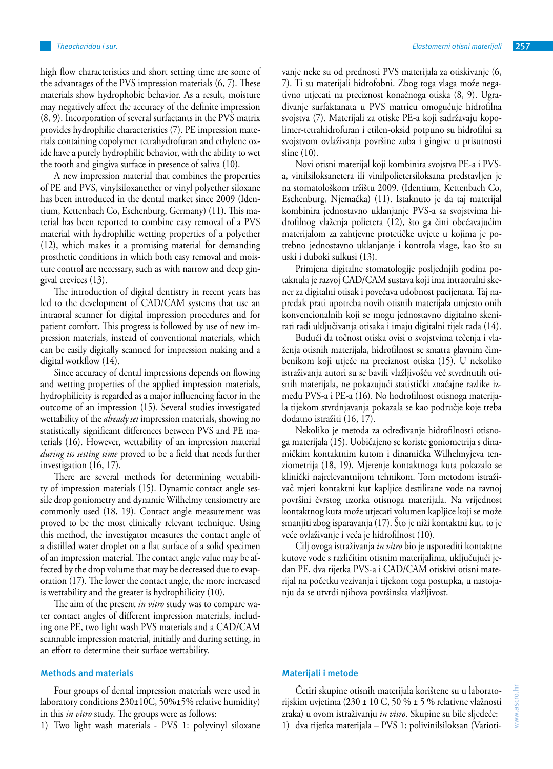high flow characteristics and short setting time are some of the advantages of the PVS impression materials (6, 7). These materials show hydrophobic behavior. As a result, moisture may negatively affect the accuracy of the definite impression (8, 9). Incorporation of several surfactants in the PVS matrix provides hydrophilic characteristics (7). PE impression materials containing copolymer tetrahydrofuran and ethylene oxide have a purely hydrophilic behavior, with the ability to wet the tooth and gingiva surface in presence of saliva (10).

A new impression material that combines the properties of PE and PVS, vinylsiloxanether or vinyl polyether siloxane has been introduced in the dental market since 2009 (Identium, Kettenbach Co, Eschenburg, Germany) (11). This material has been reported to combine easy removal of a PVS material with hydrophilic wetting properties of a polyether (12), which makes it a promising material for demanding prosthetic conditions in which both easy removal and moisture control are necessary, such as with narrow and deep gingival crevices (13).

The introduction of digital dentistry in recent years has led to the development of CAD/CAM systems that use an intraoral scanner for digital impression procedures and for patient comfort. This progress is followed by use of new impression materials, instead of conventional materials, which can be easily digitally scanned for impression making and a digital workflow (14).

Since accuracy of dental impressions depends on flowing and wetting properties of the applied impression materials, hydrophilicity is regarded as a major influencing factor in the outcome of an impression (15). Several studies investigated wettability of the *already set* impression materials, showing no statistically significant differences between PVS and PE materials (16). However, wettability of an impression material *during its setting time* proved to be a field that needs further investigation (16, 17).

There are several methods for determining wettability of impression materials (15). Dynamic contact angle sessile drop goniometry and dynamic Wilhelmy tensiometry are commonly used (18, 19). Contact angle measurement was proved to be the most clinically relevant technique. Using this method, the investigator measures the contact angle of a distilled water droplet on a flat surface of a solid specimen of an impression material. The contact angle value may be affected by the drop volume that may be decreased due to evaporation (17). The lower the contact angle, the more increased is wettability and the greater is hydrophilicity (10).

The aim of the present *in vitro* study was to compare water contact angles of different impression materials, including one PE, two light wash PVS materials and a CAD/CAM scannable impression material, initially and during setting, in an effort to determine their surface wettability.

## Methods and materials

Four groups of dental impression materials were used in laboratory conditions 230±10C, 50%±5% relative humidity) in this *in vitro* study. The groups were as follows:

1) Two light wash materials - PVS 1: polyvinyl siloxane

vanje neke su od prednosti PVS materijala za otiskivanje (6, 7). Ti su materijali hidrofobni. Zbog toga vlaga može negativno utjecati na preciznost konačnoga otiska (8, 9). Ugrađivanje surfaktanata u PVS matricu omogućuje hidrofilna svojstva (7). Materijali za otiske PE-a koji sadržavaju kopolimer-tetrahidrofuran i etilen-oksid potpuno su hidrofilni sa svojstvom ovlaživanja površine zuba i gingive u prisutnosti sline (10).

Novi otisni materijal koji kombinira svojstva PE-a i PVS-a, vinilsiloksanetera ili vinilpolietersiloksana predstavljen je na stomatološkom tržištu 2009. (Identium, Kettenbach Co, Eschenburg, Njemačka) (11). Istaknuto je da taj materijal kombinira jednostavno uklanjanje PVS-a sa svojstvima hidrofilnog vlaženja polietera (12), što ga čini obećavajućim materijalom za zahtjevne protetičke uvjete u kojima je potrebno jednostavno uklanjanje i kontrola vlage, kao što su uski i duboki sulkusi (13).

Primjena digitalne stomatologije posljednjih godina potaknula je razvoj CAD/CAM sustava koji ima intraoralni skener za digitalni otisak i povećava udobnost pacijenata. Taj napredak prati upotreba novih otisnih materijala umjesto onih konvencionalnih koji se mogu jednostavno digitalno skenirati radi uključivanja otisaka i imaju digitalni tijek rada (14).

Budući da točnost otiska ovisi o svojstvima tečenja i vlaženja otisnih materijala, hidrofilnost se smatra glavnim čimbenikom koji utječe na preciznost otiska (15). U nekoliko istraživanja autori su se bavili vlažljivošću već stvrdnutih otisnih materijala, ne pokazujući statistički značajne razlike između PVS-a i PE-a (16). No hodrofilnost otisnoga materijala tijekom stvrdnjavanja pokazala se kao područje koje treba dodatno istražiti (16, 17).

Nekoliko je metoda za određivanje hidrofilnosti otisnoga materijala (15). Uobičajeno se koriste goniometrija s dinamičkim kontaktnim kutom i dinamička Wilhelmyjeva tenziometrija (18, 19). Mjerenje kontaktnoga kuta pokazalo se klinički najrelevantnijom tehnikom. Tom metodom istraživač mjeri kontaktni kut kapljice destilirane vode na ravnoj površini čvrstog uzorka otisnoga materijala. Na vrijednost kontaktnog kuta može utjecati volumen kapljice koji se može smanjiti zbog isparavanja (17). Što je niži kontaktni kut, to je veće ovlaživanje i veća je hidrofilnost (10).

Cilj ovoga istraživanja *in vitro* bio je usporediti kontaktne kutove vode s različitim otisnim materijalima, uključujući jedan PE, dva rijetka PVS-a i CAD/CAM otiskivi otisni materijal na početku vezivanja i tijekom toga postupka, u nastojanju da se utvrdi njihova površinska vlažljivost.

## Materijali i metode

Četiri skupine otisnih materijala korištene su u laboratorijskim uvjetima (230 ± 10 C, 50 % ± 5 % relativne vlažnosti zraka) u ovom istraživanju *in vitro*. Skupine su bile sljedeće:

1) dva rijetka materijala – PVS 1: polivinilsiloksan (Varioti-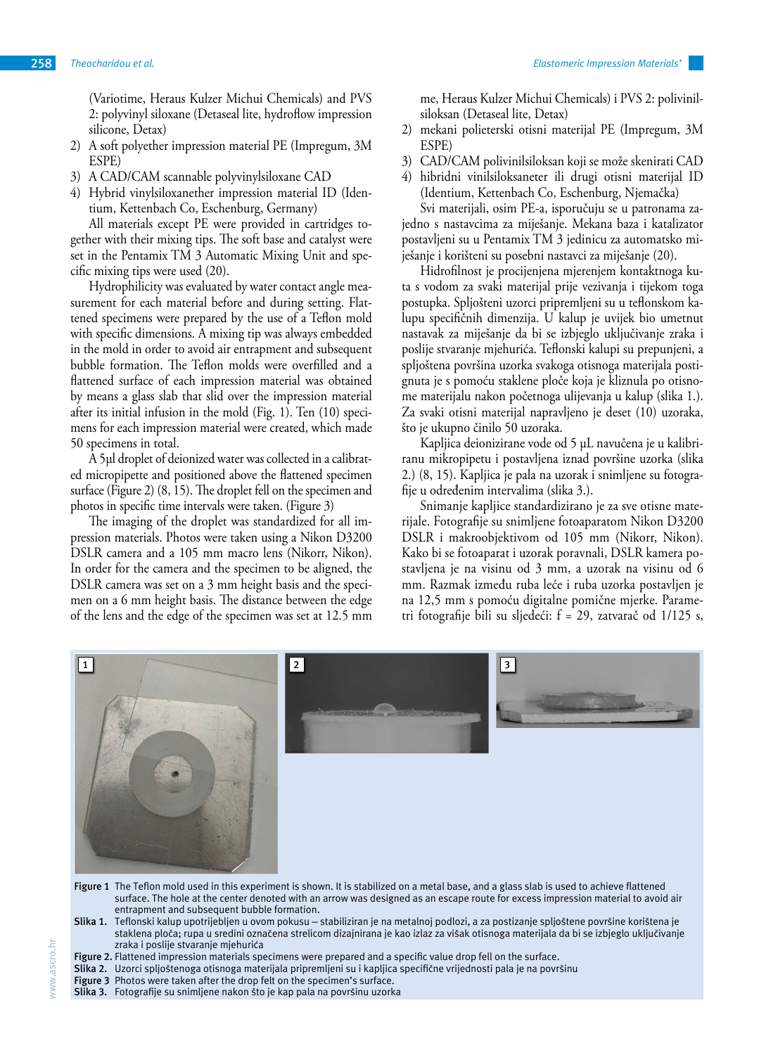(Variotime, Heraus Kulzer Michui Chemicals) and PVS 2: polyvinyl siloxane (Detaseal lite, hydroflow impression silicone, Detax)

2) A soft polyether impression material PE (Impregum, 3M ESPE)
3) A CAD/CAM scannable polyvinylsiloxane CAD
4) Hybrid vinylsiloxanether impression material ID (Identium, Kettenbach Co, Eschenburg, Germany)

All materials except PE were provided in cartridges together with their mixing tips. The soft base and catalyst were set in the Pentamix TM 3 Automatic Mixing Unit and specific mixing tips were used (20).

Hydrophilicity was evaluated by water contact angle measurement for each material before and during setting. Flattened specimens were prepared by the use of a Teflon mold with specific dimensions. A mixing tip was always embedded in the mold in order to avoid air entrapment and subsequent bubble formation. The Teflon molds were overfilled and a flattened surface of each impression material was obtained by means a glass slab that slid over the impression material after its initial infusion in the mold (Fig. 1). Ten (10) specimens for each impression material were created, which made 50 specimens in total.

A 5μl droplet of deionized water was collected in a calibrated micropipette and positioned above the flattened specimen surface (Figure 2) (8, 15). The droplet fell on the specimen and photos in specific time intervals were taken. (Figure 3)

The imaging of the droplet was standardized for all impression materials. Photos were taken using a Nikon D3200 DSLR camera and a 105 mm macro lens (Nikorr, Nikon). In order for the camera and the specimen to be aligned, the DSLR camera was set on a 3 mm height basis and the specimen on a 6 mm height basis. The distance between the edge of the lens and the edge of the specimen was set at 12.5 mm

me, Heraus Kulzer Michui Chemicals) i PVS 2: polivinilsiloksan (Detaseal lite, Detax)

2) mekani polieterski otisni materijal PE (Impregum, 3M ESPE)
3) CAD/CAM polivinilsiloksan koji se može skenirati CAD
4) hibridni vinilsiloksaneter ili drugi otisni materijal ID (Identium, Kettenbach Co, Eschenburg, Njemačka)

Svi materijali, osim PE-a, isporučuju se u patronama zajedno s nastavcima za miješanje. Mekana baza i katalizator postavljeni su u Pentamix TM 3 jedinicu za automatsko miješanje i korišteni su posebni nastavci za miješanje (20).

Hidrofilnost je procijenjena mjerenjem kontaktnoga kuta s vodom za svaki materijal prije vezivanja i tijekom toga postupka. Spljošteni uzorci pripremljeni su u teflonskom kalupu specifičnih dimenzija. U kalup je uvijek bio umetnut nastavak za miješanje da bi se izbjeglo uključivanje zraka i poslije stvaranje mjehurića. Teflonski kalupi su prepunjeni, a spljoštena površina uzorka svakoga otisnoga materijala postignuta je s pomoću staklene ploče koja je kliznula po otisnome materijalu nakon početnoga ulijevanja u kalup (slika 1.). Za svaki otisni materijal napravljeno je deset (10) uzoraka, što je ukupno činilo 50 uzoraka.

Kapljica deionizirane vode od 5 μL navučena je u kalibriranu mikropipetu i postavljena iznad površine uzorka (slika 2.) (8, 15). Kapljica je pala na uzorak i snimljene su fotografije u određenim intervalima (slika 3.).

Snimanje kapljice standardizirano je za sve otisne materijale. Fotografije su snimljene fotoaparatom Nikon D3200 DSLR i makroobjektivom od 105 mm (Nikorr, Nikon). Kako bi se fotoaparat i uzorak poravnali, DSLR kamera postavljena je na visinu od 3 mm, a uzorak na visinu od 6 mm. Razmak između ruba leće i ruba uzorka postavljen je na 12,5 mm s pomoću digitalne pomične mjerke. Parametri fotografije bili su sljedeći: f = 29, zatvarač od 1/125 s,

**Figure 1** The Teflon mold used in this experiment is shown. It is stabilized on a metal base, and a glass slab is used to achieve flattened surface. The hole at the center denoted with an arrow was designed as an escape route for excess impression material to avoid air entrapment and subsequent bubble formation.

**Slika 1.** Teflonski kalup upotrijebljen u ovom pokusu – stabiliziran je na metalnoj podlozi, a za postizanje spljoštene površine korištena je staklena ploča; rupa u sredini označena strelicom dizajnirana je kao izlaz za višak otisnoga materijala da bi se izbjeglo uključivanje zraka i poslije stvaranje mjehurića

**Figure 2.** Flattened impression materials specimens were prepared and a specific value drop fell on the surface.

**Slika 2.** Uzorci spljoštenoga otisnoga materijala pripremljeni su i kapljica specifične vrijednosti pala je na površinu

**Figure 3** Photos were taken after the drop felt on the specimen's surface.

**Slika 3.** Fotografije su snimljene nakon što je kap pala na površinu uzorka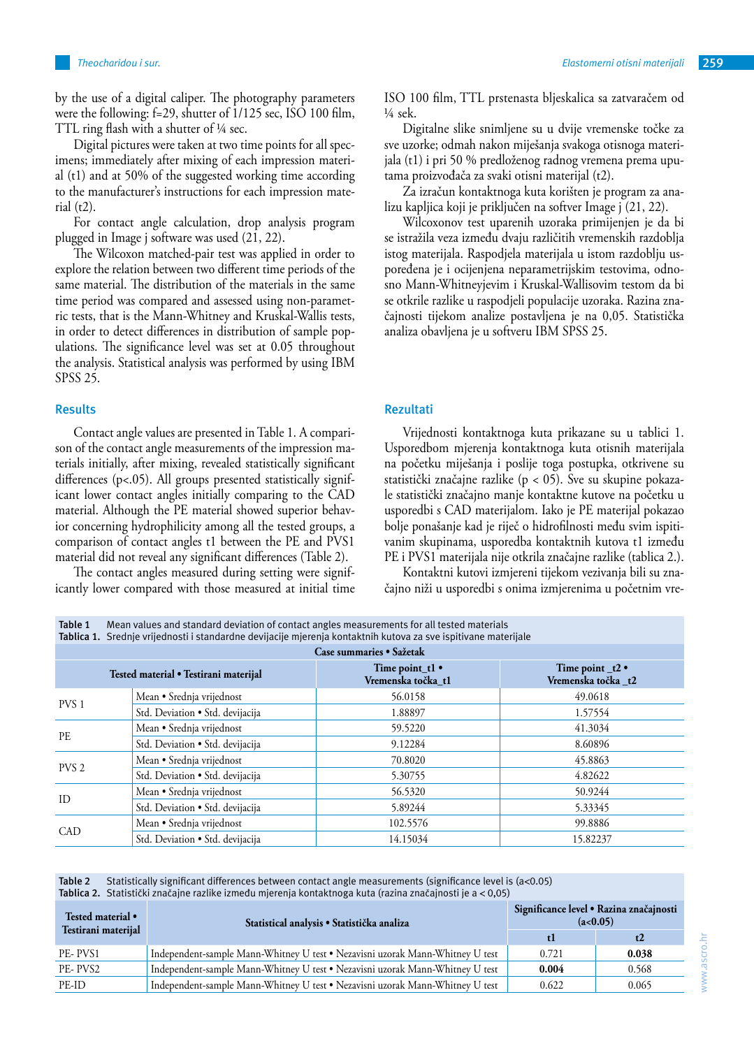by the use of a digital caliper. The photography parameters were the following: f=29, shutter of 1/125 sec, ISO 100 film, TTL ring flash with a shutter of ¼ sec.

Digital pictures were taken at two time points for all specimens; immediately after mixing of each impression material (t1) and at 50% of the suggested working time according to the manufacturer's instructions for each impression material (t2).

For contact angle calculation, drop analysis program plugged in Image j software was used (21, 22).

The Wilcoxon matched-pair test was applied in order to explore the relation between two different time periods of the same material. The distribution of the materials in the same time period was compared and assessed using non-parametric tests, that is the Mann-Whitney and Kruskal-Wallis tests, in order to detect differences in distribution of sample populations. The significance level was set at 0.05 throughout the analysis. Statistical analysis was performed by using IBM SPSS 25.

## Results

Contact angle values are presented in Table 1. A comparison of the contact angle measurements of the impression materials initially, after mixing, revealed statistically significant differences ($p<.05$). All groups presented statistically significant lower contact angles initially comparing to the CAD material. Although the PE material showed superior behavior concerning hydrophilicity among all the tested groups, a comparison of contact angles t1 between the PE and PVS1 material did not reveal any significant differences (Table 2).

The contact angles measured during setting were significantly lower compared with those measured at initial time

ISO 100 film, TTL prstenasta bljeskalica sa zatvaračem od ¼ sek.

Digitalne slike snimljene su u dvije vremenske točke za sve uzorke; odmah nakon miješanja svakoga otisnoga materijala (t1) i pri 50 % predloženog radnog vremena prema uputama proizvođača za svaki otisni materijal (t2).

Za izračun kontaktnoga kuta korišten je program za analizu kapljica koji je priključen na softver Image j (21, 22).

Wilcoxonov test uparenih uzoraka primijenjen je da bi se istražila veza između dvaju različitih vremenskih razdoblja istog materijala. Raspodjela materijala u istom razdoblju uspoređena je i ocijenjena neparametrijskim testovima, odnosno Mann-Whitneyjevim i Kruskal-Wallisovim testom da bi se otkrile razlike u raspodjeli populacije uzoraka. Razina značajnosti tijekom analize postavljena je na 0,05. Statistička analiza obavljena je u softveru IBM SPSS 25.

## Rezultati

Vrijednosti kontaktnoga kuta prikazane su u tablici 1. Usporedbom mjerenja kontaktnoga kuta otisnih materijala na početku miješanja i poslije toga postupka, otkrivene su statistički značajne razlike ($p < 05$). Sve su skupine pokazale statistički značajno manje kontaktne kutove na početku u usporedbi s CAD materijalom. Iako je PE materijal pokazao bolje ponašanje kad je riječ o hidrofilnosti među svim ispitivanim skupinama, usporedba kontaktnih kutova t1 između PE i PVS1 materijala nije otkrila značajne razlike (tablica 2.).

Kontaktni kutovi izmjereni tijekom vezivanja bili su značajno niži u usporedbi s onima izmjerenima u početnim vre-

**Table 1** Mean values and standard deviation of contact angles measurements for all tested materials
**Tablica 1.** Srednje vrijednosti i standardne devijacije mjerenja kontaktnih kutova za sve ispitivane materijale

| Case summaries • Sažetak | | | |
|---|---|---|---|
| Tested material • Testirani materijal | | Time point_t1 • Vremenska točka_t1 | Time point _t2 • Vremenska točka _t2 |
| PVS 1 | Mean • Srednja vrijednost | 56.0158 | 49.0618 |
| | Std. Deviation • Std. devijacija | 1.88897 | 1.57554 |
| PE | Mean • Srednja vrijednost | 59.5220 | 41.3034 |
| | Std. Deviation • Std. devijacija | 9.12284 | 8.60896 |
| PVS 2 | Mean • Srednja vrijednost | 70.8020 | 45.8863 |
| | Std. Deviation • Std. devijacija | 5.30755 | 4.82622 |
| ID | Mean • Srednja vrijednost | 56.5320 | 50.9244 |
| | Std. Deviation • Std. devijacija | 5.89244 | 5.33345 |
| CAD | Mean • Srednja vrijednost | 102.5576 | 99.8886 |
| | Std. Deviation • Std. devijacija | 14.15034 | 15.82237 |

**Table 2** Statistically significant differences between contact angle measurements (significance level is (a<0.05)
**Tablica 2.** Statistički značajne razlike između mjerenja kontaktnoga kuta (razina značajnosti je a < 0,05)

| Tested material • Testirani materijal | Statistical analysis • Statistička analiza | Significance level • Razina značajnosti (a<0.05) | |
|---|---|---|---|
| | | t1 | t2 |
| PE- PVS1 | Independent-sample Mann-Whitney U test • Nezavisni uzorak Mann-Whitney U test | 0.721 | **0.038** |
| PE- PVS2 | Independent-sample Mann-Whitney U test • Nezavisni uzorak Mann-Whitney U test | **0.004** | 0.568 |
| PE-ID | Independent-sample Mann-Whitney U test • Nezavisni uzorak Mann-Whitney U test | 0.622 | 0.065 |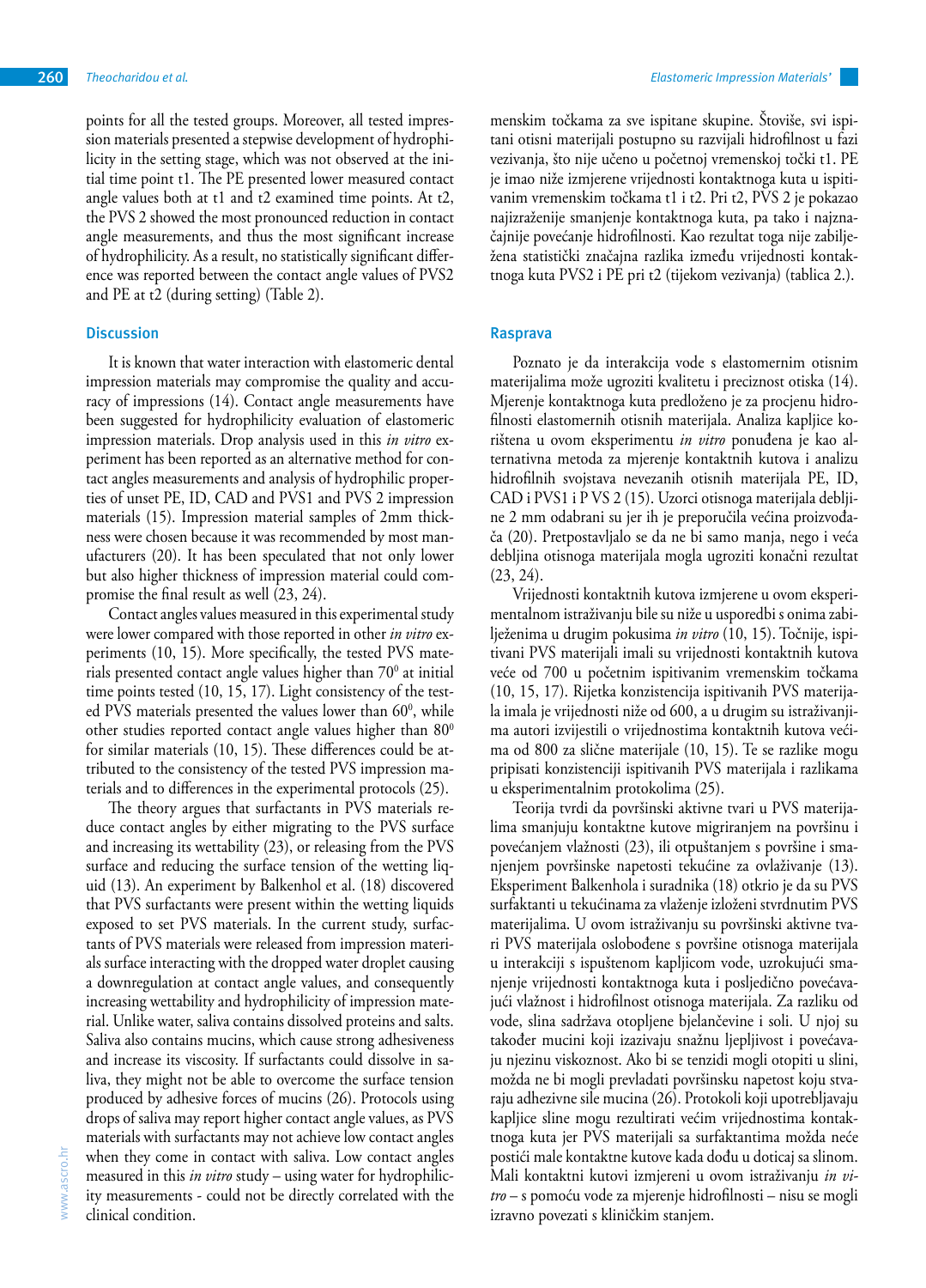points for all the tested groups. Moreover, all tested impression materials presented a stepwise development of hydrophilicity in the setting stage, which was not observed at the initial time point t1. The PE presented lower measured contact angle values both at t1 and t2 examined time points. At t2, the PVS 2 showed the most pronounced reduction in contact angle measurements, and thus the most significant increase of hydrophilicity. As a result, no statistically significant difference was reported between the contact angle values of PVS2 and PE at t2 (during setting) (Table 2).

## Discussion

It is known that water interaction with elastomeric dental impression materials may compromise the quality and accuracy of impressions (14). Contact angle measurements have been suggested for hydrophilicity evaluation of elastomeric impression materials. Drop analysis used in this *in vitro* experiment has been reported as an alternative method for contact angles measurements and analysis of hydrophilic properties of unset PE, ID, CAD and PVS1 and PVS 2 impression materials (15). Impression material samples of 2mm thickness were chosen because it was recommended by most manufacturers (20). It has been speculated that not only lower but also higher thickness of impression material could compromise the final result as well (23, 24).

Contact angles values measured in this experimental study were lower compared with those reported in other *in vitro* experiments (10, 15). More specifically, the tested PVS materials presented contact angle values higher than $70^0$ at initial time points tested (10, 15, 17). Light consistency of the tested PVS materials presented the values lower than $60^0$, while other studies reported contact angle values higher than $80^0$ for similar materials (10, 15). These differences could be attributed to the consistency of the tested PVS impression materials and to differences in the experimental protocols (25).

The theory argues that surfactants in PVS materials reduce contact angles by either migrating to the PVS surface and increasing its wettability (23), or releasing from the PVS surface and reducing the surface tension of the wetting liquid (13). An experiment by Balkenhol et al. (18) discovered that PVS surfactants were present within the wetting liquids exposed to set PVS materials. In the current study, surfactants of PVS materials were released from impression materials surface interacting with the dropped water droplet causing a downregulation at contact angle values, and consequently increasing wettability and hydrophilicity of impression material. Unlike water, saliva contains dissolved proteins and salts. Saliva also contains mucins, which cause strong adhesiveness and increase its viscosity. If surfactants could dissolve in saliva, they might not be able to overcome the surface tension produced by adhesive forces of mucins (26). Protocols using drops of saliva may report higher contact angle values, as PVS materials with surfactants may not achieve low contact angles when they come in contact with saliva. Low contact angles measured in this *in vitro* study – using water for hydrophilicity measurements - could not be directly correlated with the clinical condition.

menskim točkama za sve ispitane skupine. Štoviše, svi ispitani otisni materijali postupno su razvijali hidrofilnost u fazi vezivanja, što nije učeno u početnoj vremenskoj točki t1. PE je imao niže izmjerene vrijednosti kontaktnoga kuta u ispitivanim vremenskim točkama t1 i t2. Pri t2, PVS 2 je pokazao najizraženije smanjenje kontaktnoga kuta, pa tako i najznačajnije povećanje hidrofilnosti. Kao rezultat toga nije zabilježena statistički značajna razlika između vrijednosti kontaktnoga kuta PVS2 i PE pri t2 (tijekom vezivanja) (tablica 2.).

## Rasprava

Poznato je da interakcija vode s elastomernim otisnim materijalima može ugroziti kvalitetu i preciznost otiska (14). Mjerenje kontaktnoga kuta predloženo je za procjenu hidrofilnosti elastomernih otisnih materijala. Analiza kapljice korištena u ovom eksperimentu *in vitro* ponuđena je kao alternativna metoda za mjerenje kontaktnih kutova i analizu hidrofilnih svojstava nevezanih otisnih materijala PE, ID, CAD i PVS1 i P VS 2 (15). Uzorci otisnoga materijala debljine 2 mm odabrani su jer ih je preporučila većina proizvođača (20). Pretpostavljalo se da ne bi samo manja, nego i veća debljina otisnoga materijala mogla ugroziti konačni rezultat (23, 24).

Vrijednosti kontaktnih kutova izmjerene u ovom eksperimentalnom istraživanju bile su niže u usporedbi s onima zabilježenima u drugim pokusima *in vitro* (10, 15). Točnije, ispitivani PVS materijali imali su vrijednosti kontaktnih kutova veće od 700 u početnim ispitivanim vremenskim točkama (10, 15, 17). Rijetka konzistencija ispitivanih PVS materijala imala je vrijednosti niže od 600, a u drugim su istraživanjima autori izvijestili o vrijednostima kontaktnih kutova većima od 800 za slične materijale (10, 15). Te se razlike mogu pripisati konzistenciji ispitivanih PVS materijala i razlikama u eksperimentalnim protokolima (25).

Teorija tvrdi da površinski aktivne tvari u PVS materijalima smanjuju kontaktne kutove migriranjem na površinu i povećanjem vlažnosti (23), ili otpuštanjem s površine i smanjenjem površinske napetosti tekućine za ovlaživanje (13). Eksperiment Balkenhola i suradnika (18) otkrio je da su PVS surfaktanti u tekućinama za vlaženje izloženi stvrdnutim PVS materijalima. U ovom istraživanju su površinski aktivne tvari PVS materijala oslobođene s površine otisnoga materijala u interakciji s ispuštenom kapljicom vode, uzrokujući smanjenje vrijednosti kontaktnoga kuta i posljedično povećavajući vlažnost i hidrofilnost otisnoga materijala. Za razliku od vode, slina sadržava otopljene bjelančevine i soli. U njoj su također mucini koji izazivaju snažnu ljepljivost i povećavaju njezinu viskoznost. Ako bi se tenzidi mogli otopiti u slini, možda ne bi mogli prevladati površinsku napetost koju stvaraju adhezivne sile mucina (26). Protokoli koji upotrebljavaju kapljice sline mogu rezultirati većim vrijednostima kontaktnoga kuta jer PVS materijali sa surfaktantima možda neće postići male kontaktne kutove kada dođu u doticaj sa slinom. Mali kontaktni kutovi izmjereni u ovom istraživanju *in vitro* – s pomoću vode za mjerenje hidrofilnosti – nisu se mogli izravno povezati s kliničkim stanjem.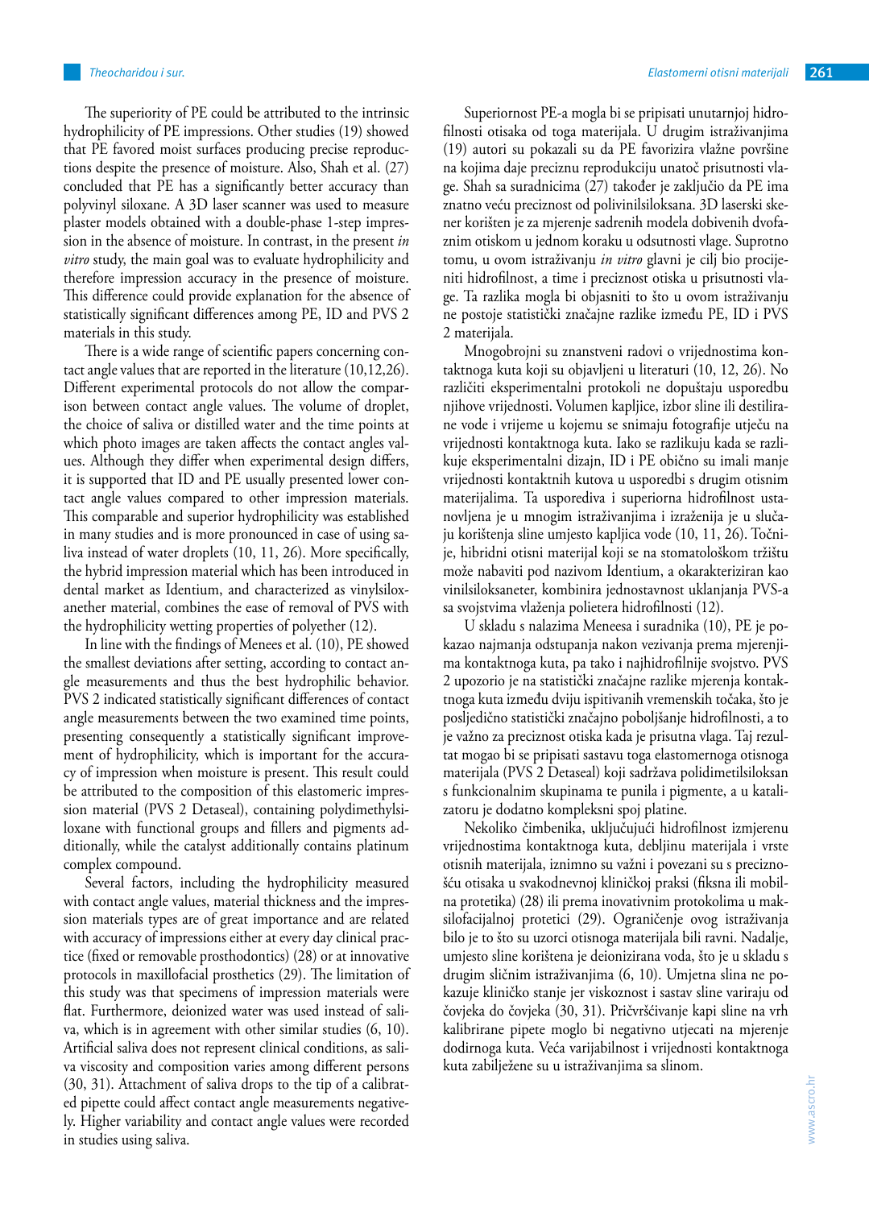The superiority of PE could be attributed to the intrinsic hydrophilicity of PE impressions. Other studies (19) showed that PE favored moist surfaces producing precise reproductions despite the presence of moisture. Also, Shah et al. (27) concluded that PE has a significantly better accuracy than polyvinyl siloxane. A 3D laser scanner was used to measure plaster models obtained with a double-phase 1-step impression in the absence of moisture. In contrast, in the present *in vitro* study, the main goal was to evaluate hydrophilicity and therefore impression accuracy in the presence of moisture. This difference could provide explanation for the absence of statistically significant differences among PE, ID and PVS 2 materials in this study.

There is a wide range of scientific papers concerning contact angle values that are reported in the literature (10,12,26). Different experimental protocols do not allow the comparison between contact angle values. The volume of droplet, the choice of saliva or distilled water and the time points at which photo images are taken affects the contact angles values. Although they differ when experimental design differs, it is supported that ID and PE usually presented lower contact angle values compared to other impression materials. This comparable and superior hydrophilicity was established in many studies and is more pronounced in case of using saliva instead of water droplets (10, 11, 26). More specifically, the hybrid impression material which has been introduced in dental market as Identium, and characterized as vinylsiloxanether material, combines the ease of removal of PVS with the hydrophilicity wetting properties of polyether (12).

In line with the findings of Menees et al. (10), PE showed the smallest deviations after setting, according to contact angle measurements and thus the best hydrophilic behavior. PVS 2 indicated statistically significant differences of contact angle measurements between the two examined time points, presenting consequently a statistically significant improvement of hydrophilicity, which is important for the accuracy of impression when moisture is present. This result could be attributed to the composition of this elastomeric impression material (PVS 2 Detaseal), containing polydimethylsiloxane with functional groups and fillers and pigments additionally, while the catalyst additionally contains platinum complex compound.

Several factors, including the hydrophilicity measured with contact angle values, material thickness and the impression materials types are of great importance and are related with accuracy of impressions either at every day clinical practice (fixed or removable prosthodontics) (28) or at innovative protocols in maxillofacial prosthetics (29). The limitation of this study was that specimens of impression materials were flat. Furthermore, deionized water was used instead of saliva, which is in agreement with other similar studies (6, 10). Artificial saliva does not represent clinical conditions, as saliva viscosity and composition varies among different persons (30, 31). Attachment of saliva drops to the tip of a calibrated pipette could affect contact angle measurements negatively. Higher variability and contact angle values were recorded in studies using saliva.

Superiornost PE-a mogla bi se pripisati unutarnjoj hidrofilnosti otisaka od toga materijala. U drugim istraživanjima (19) autori su pokazali su da PE favorizira vlažne površine na kojima daje preciznu reprodukciju unatoč prisutnosti vlage. Shah sa suradnicima (27) također je zaključio da PE ima znatno veću preciznost od polivinilsiloksana. 3D laserski skener korišten je za mjerenje sadrenih modela dobivenih dvofaznim otiskom u jednom koraku u odsutnosti vlage. Suprotno tomu, u ovom istraživanju *in vitro* glavni je cilj bio procijeniti hidrofilnost, a time i preciznost otiska u prisutnosti vlage. Ta razlika mogla bi objasniti to što u ovom istraživanju ne postoje statistički značajne razlike između PE, ID i PVS 2 materijala.

Mnogobrojni su znanstveni radovi o vrijednostima kontaktnoga kuta koji su objavljeni u literaturi (10, 12, 26). No različiti eksperimentalni protokoli ne dopuštaju usporedbu njihove vrijednosti. Volumen kapljice, izbor sline ili destilirane vode i vrijeme u kojemu se snimaju fotografije utječu na vrijednosti kontaktnoga kuta. Iako se razlikuju kada se razlikuje eksperimentalni dizajn, ID i PE obično su imali manje vrijednosti kontaktnih kutova u usporedbi s drugim otisnim materijalima. Ta usporediva i superiorna hidrofilnost ustanovljena je u mnogim istraživanjima i izraženija je u slučaju korištenja sline umjesto kapljica vode (10, 11, 26). Točnije, hibridni otisni materijal koji se na stomatološkom tržištu može nabaviti pod nazivom Identium, a okarakteriziran kao vinilsiloksaneter, kombinira jednostavnost uklanjanja PVS-a sa svojstvima vlaženja polietera hidrofilnosti (12).

U skladu s nalazima Meneesa i suradnika (10), PE je pokazao najmanja odstupanja nakon vezivanja prema mjerenjima kontaktnoga kuta, pa tako i najhidrofilnije svojstvo. PVS 2 upozorio je na statistički značajne razlike mjerenja kontaktnoga kuta između dviju ispitivanih vremenskih točaka, što je posljedično statistički značajno poboljšanje hidrofilnosti, a to je važno za preciznost otiska kada je prisutna vlaga. Taj rezultat mogao bi se pripisati sastavu toga elastomernoga otisnoga materijala (PVS 2 Detaseal) koji sadržava polidimetilsiloksan s funkcionalnim skupinama te punila i pigmente, a u katalizatoru je dodatno kompleksni spoj platine.

Nekoliko čimbenika, uključujući hidrofilnost izmjerenu vrijednostima kontaktnoga kuta, debljinu materijala i vrste otisnih materijala, iznimno su važni i povezani su s preciznošću otisaka u svakodnevnoj kliničkoj praksi (fiksna ili mobilna protetika) (28) ili prema inovativnim protokolima u maksilofacijalnoj protetici (29). Ograničenje ovog istraživanja bilo je to što su uzorci otisnoga materijala bili ravni. Nadalje, umjesto sline korištena je deionizirana voda, što je u skladu s drugim sličnim istraživanjima (6, 10). Umjetna slina ne pokazuje kliničko stanje jer viskoznost i sastav sline variraju od čovjeka do čovjeka (30, 31). Pričvršćivanje kapi sline na vrh kalibrirane pipete moglo bi negativno utjecati na mjerenje dodirnoga kuta. Veća varijabilnost i vrijednosti kontaktnoga kuta zabilježene su u istraživanjima sa slinom.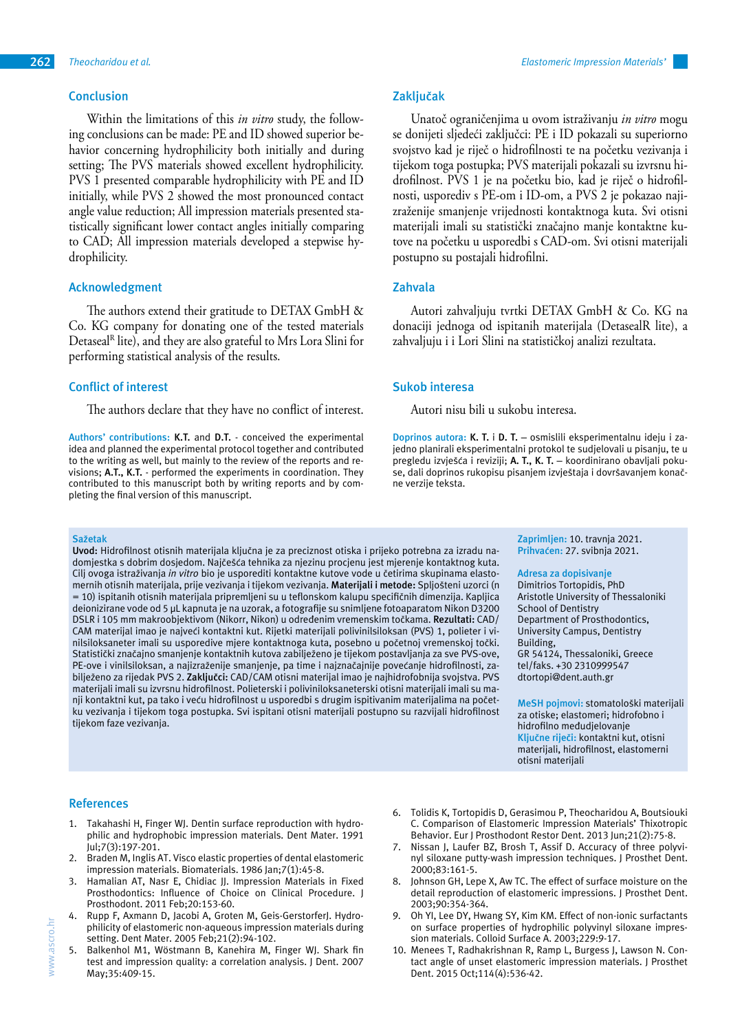## Conclusion

Within the limitations of this *in vitro* study, the following conclusions can be made: PE and ID showed superior behavior concerning hydrophilicity both initially and during setting; The PVS materials showed excellent hydrophilicity. PVS 1 presented comparable hydrophilicity with PE and ID initially, while PVS 2 showed the most pronounced contact angle value reduction; All impression materials presented statistically significant lower contact angles initially comparing to CAD; All impression materials developed a stepwise hydrophilicity.

## Acknowledgment

The authors extend their gratitude to DETAX GmbH & Co. KG company for donating one of the tested materials DetasealR lite), and they are also grateful to Mrs Lora Slini for performing statistical analysis of the results.

## Conflict of interest

The authors declare that they have no conflict of interest.

**Authors' contributions:** **K.T.** and **D.T.** - conceived the experimental idea and planned the experimental protocol together and contributed to the writing as well, but mainly to the review of the reports and revisions; **A.T., K.T.** - performed the experiments in coordination. They contributed to this manuscript both by writing reports and by completing the final version of this manuscript.

## Zaključak

Unatoč ograničenjima u ovom istraživanju *in vitro* mogu se donijeti sljedeći zaključci: PE i ID pokazali su superiorno svojstvo kad je riječ o hidrofilnosti te na početku vezivanja i tijekom toga postupka; PVS materijali pokazali su izvrsnu hidrofilnost. PVS 1 je na početku bio, kad je riječ o hidrofilnosti, usporediv s PE-om i ID-om, a PVS 2 je pokazao najizraženije smanjenje vrijednosti kontaktnoga kuta. Svi otisni materijali imali su statistički značajno manje kontaktne kutove na početku u usporedbi s CAD-om. Svi otisni materijali postupno su postajali hidrofilni.

## Zahvala

Autori zahvaljuju tvrtki DETAX GmbH & Co. KG na donaciji jednoga od ispitanih materijala (DetasealR lite), a zahvaljuju i i Lori Slini na statističkoj analizi rezultata.

## Sukob interesa

Autori nisu bili u sukobu interesa.

**Doprinos autora:** **K. T.** i **D. T.** – osmislili eksperimentalnu ideju i zajedno planirali eksperimentalni protokol te sudjelovali u pisanju, te u pregledu izvješća i reviziji; **A. T., K. T.** – koordinirano obavljali pokuse, dali doprinos rukopisu pisanjem izvještaja i dovršavanjem konačne verzije teksta.

### Sažetak

**Uvod:** Hidrofilnost otisnih materijala ključna je za preciznost otiska i prijeko potrebna za izradu nadomjestka s dobrim dosjedom. Najčešća tehnika za njezinu procjenu jest mjerenje kontaktnog kuta. Cilj ovoga istraživanja *in vitro* bio je usporediti kontaktne kutove vode u četirima skupinama elastomernih otisnih materijala, prije vezivanja i tijekom vezivanja. **Materijali i metode:** Spljošteni uzorci (n = 10) ispitanih otisnih materijala pripremljeni su u teflonskom kalupu specifičnih dimenzija. Kapljica deionizirane vode od 5 μL kapnuta je na uzorak, a fotografije su snimljene fotoaparatom Nikon D3200 DSLR i 105 mm makroobjektivom (Nikorr, Nikon) u određenim vremenskim točkama. **Rezultati:** CAD/CAM materijal imao je najveći kontaktni kut. Rijetki materijali polivinilsiloksan (PVS) 1, polieter i vinilsiloksaneter imali su usporedive mjere kontaktnoga kuta, posebno u početnoj vremenskoj točki. Statistički značajno smanjenje kontaktnih kutova zabilježeno je tijekom postavljanja za sve PVS-ove, PE-ove i vinilsiloksan, a najizraženije smanjenje, pa time i najznačajnije povećanje hidrofilnosti, zabilježeno za rijedak PVS 2. **Zaključci:** CAD/CAM otisni materijal imao je najhidrofobnija svojstva. PVS materijali imali su izvrsnu hidrofilnost. Polieterski i poliviniloksaneterski otisni materijali imali su manji kontaktni kut, pa tako i veću hidrofilnost u usporedbi s drugim ispitanim materijalima na početku vezivanja i tijekom toga postupka. Svi ispitani otisni materijali postupno su razvijali hidrofilnost tijekom faze vezivanja.

**Zaprimljen:** 10. travnja 2021.
**Prihvaćen:** 27. svibnja 2021.

**Adresa za dopisivanje**
Dimitrios Tortopidis, PhD
Aristotle University of Thessaloniki
School of Dentistry
Department of Prosthodontics,
University Campus, Dentistry Building,
GR 54124, Thessaloniki, Greece
tel/faks. +30 2310999547
dtortopi@dent.auth.gr

**MeSH pojmovi:** stomatološki materijali za otiske; elastomeri; hidrofobno i hidrofilno međudjelovanje
**Ključne riječi:** kontaktni kut, otisni materijali, hidrofilnost, elastomerni otisni materijali

## References

1. Takahashi H, Finger WJ. Dentin surface reproduction with hydrophilic and hydrophobic impression materials. Dent Mater. 1991 Jul;7(3):197-201.
2. Braden M, Inglis AT. Visco elastic properties of dental elastomeric impression materials. Biomaterials. 1986 Jan;7(1):45-8.
3. Hamalian AT, Nasr E, Chidiac JJ. Impression Materials in Fixed Prosthodontics: Influence of Choice on Clinical Procedure. J Prosthodont. 2011 Feb;20:153-60.
4. Rupp F, Axmann D, Jacobi A, Groten M, Geis-GerstorferJ. Hydrophilicity of elastomeric non-aqueous impression materials during setting. Dent Mater. 2005 Feb;21(2):94-102.
5. Balkenhol M1, Wöstmann B, Kanehira M, Finger WJ. Shark fin test and impression quality: a correlation analysis. J Dent. 2007 May;35:409-15.
6. Tolidis K, Tortopidis D, Gerasimou P, Theocharidou A, Boutsiouki C. Comparison of Elastomeric Impression Materials' Thixotropic Behavior. Eur J Prosthodont Restor Dent. 2013 Jun;21(2):75-8.
7. Nissan J, Laufer BZ, Brosh T, Assif D. Accuracy of three polyvinyl siloxane putty-wash impression techniques. J Prosthet Dent. 2000;83:161-5.
8. Johnson GH, Lepe X, Aw TC. The effect of surface moisture on the detail reproduction of elastomeric impressions. J Prosthet Dent. 2003;90:354-364.
9. Oh YI, Lee DY, Hwang SY, Kim KM. Effect of non-ionic surfactants on surface properties of hydrophilic polyvinyl siloxane impression materials. Colloid Surface A. 2003;229:9-17.
10. Menees T, Radhakrishnan R, Ramp L, Burgess J, Lawson N. Contact angle of unset elastomeric impression materials. J Prosthet Dent. 2015 Oct;114(4):536-42.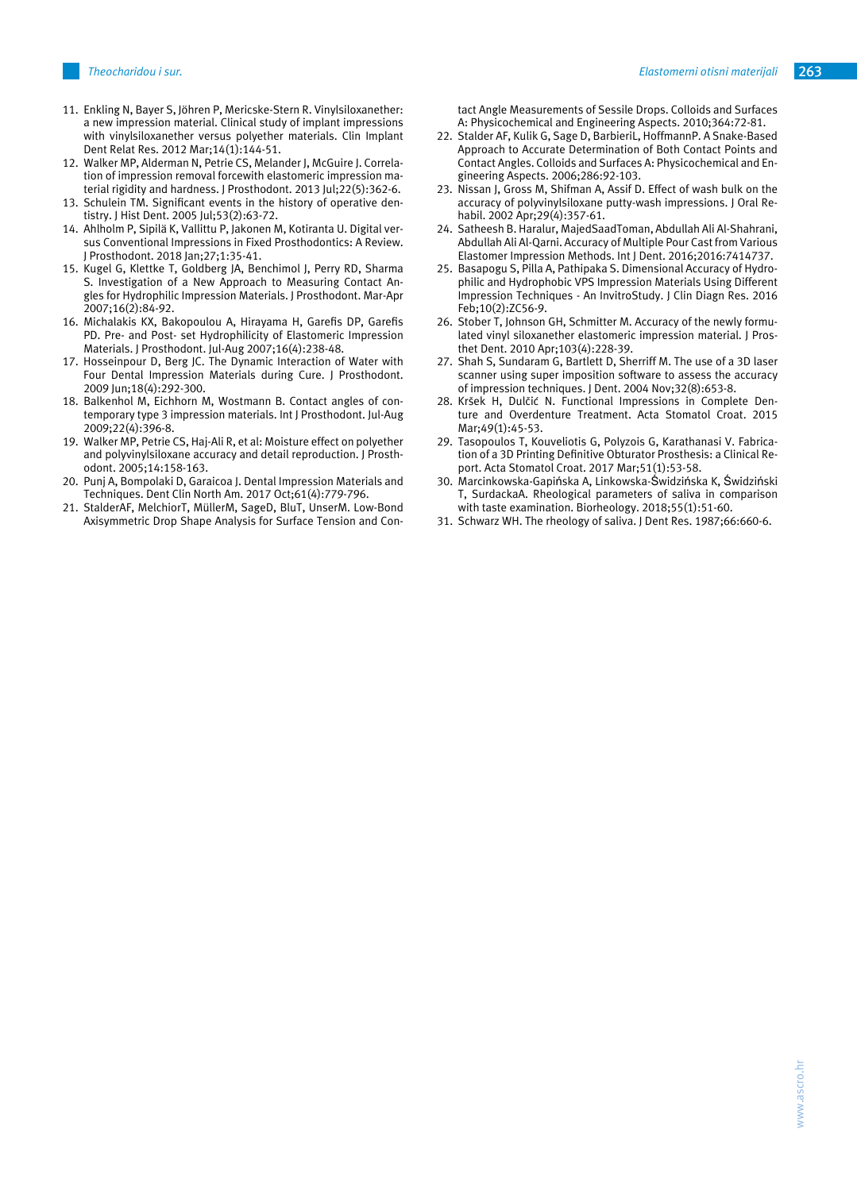11. Enkling N, Bayer S, Jöhren P, Mericske-Stern R. Vinylsiloxanether: a new impression material. Clinical study of implant impressions with vinylsiloxanether versus polyether materials. Clin Implant Dent Relat Res. 2012 Mar;14(1):144-51.
12. Walker MP, Alderman N, Petrie CS, Melander J, McGuire J. Correlation of impression removal forcewith elastomeric impression material rigidity and hardness. J Prosthodont. 2013 Jul;22(5):362-6.
13. Schulein TM. Significant events in the history of operative dentistry. J Hist Dent. 2005 Jul;53(2):63-72.
14. Ahlholm P, Sipilä K, Vallittu P, Jakonen M, Kotiranta U. Digital versus Conventional Impressions in Fixed Prosthodontics: A Review. J Prosthodont. 2018 Jan;27;1:35-41.
15. Kugel G, Klettke T, Goldberg JA, Benchimol J, Perry RD, Sharma S. Investigation of a New Approach to Measuring Contact Angles for Hydrophilic Impression Materials. J Prosthodont. Mar-Apr 2007;16(2):84-92.
16. Michalakis KX, Bakopoulou A, Hirayama H, Garefis DP, Garefis PD. Pre- and Post- set Hydrophilicity of Elastomeric Impression Materials. J Prosthodont. Jul-Aug 2007;16(4):238-48.
17. Hosseinpour D, Berg JC. The Dynamic Interaction of Water with Four Dental Impression Materials during Cure. J Prosthodont. 2009 Jun;18(4):292-300.
18. Balkenhol M, Eichhorn M, Wostmann B. Contact angles of contemporary type 3 impression materials. Int J Prosthodont. Jul-Aug 2009;22(4):396-8.
19. Walker MP, Petrie CS, Haj-Ali R, et al: Moisture effect on polyether and polyvinylsiloxane accuracy and detail reproduction. J Prosthodont. 2005;14:158-163.
20. Punj A, Bompolaki D, Garaicoa J. Dental Impression Materials and Techniques. Dent Clin North Am. 2017 Oct;61(4):779-796.
21. StalderAF, MelchiorT, MüllerM, SageD, BluT, UnserM. Low-Bond Axisymmetric Drop Shape Analysis for Surface Tension and Contact Angle Measurements of Sessile Drops. Colloids and Surfaces A: Physicochemical and Engineering Aspects. 2010;364:72-81.
22. Stalder AF, Kulik G, Sage D, BarbieriL, HoffmannP. A Snake-Based Approach to Accurate Determination of Both Contact Points and Contact Angles. Colloids and Surfaces A: Physicochemical and Engineering Aspects. 2006;286:92-103.
23. Nissan J, Gross M, Shifman A, Assif D. Effect of wash bulk on the accuracy of polyvinylsiloxane putty-wash impressions. J Oral Rehabil. 2002 Apr;29(4):357-61.
24. Satheesh B. Haralur, MajedSaadToman, Abdullah Ali Al-Shahrani, Abdullah Ali Al-Qarni. Accuracy of Multiple Pour Cast from Various Elastomer Impression Methods. Int J Dent. 2016;2016:7414737.
25. Basapogu S, Pilla A, Pathipaka S. Dimensional Accuracy of Hydrophilic and Hydrophobic VPS Impression Materials Using Different Impression Techniques - An InvitroStudy. J Clin Diagn Res. 2016 Feb;10(2):ZC56-9.
26. Stober T, Johnson GH, Schmitter M. Accuracy of the newly formulated vinyl siloxanether elastomeric impression material. J Prosthet Dent. 2010 Apr;103(4):228-39.
27. Shah S, Sundaram G, Bartlett D, Sherriff M. The use of a 3D laser scanner using super imposition software to assess the accuracy of impression techniques. J Dent. 2004 Nov;32(8):653-8.
28. Kršek H, Dulčić N. Functional Impressions in Complete Denture and Overdenture Treatment. Acta Stomatol Croat. 2015 Mar;49(1):45-53.
29. Tasopoulos T, Kouveliotis G, Polyzois G, Karathanasi V. Fabrication of a 3D Printing Definitive Obturator Prosthesis: a Clinical Report. Acta Stomatol Croat. 2017 Mar;51(1):53-58.
30. Marcinkowska-Gapińska A, Linkowska-Świdzińska K, Świdziński T, SurdackaA. Rheological parameters of saliva in comparison with taste examination. Biorheology. 2018;55(1):51-60.
31. Schwarz WH. The rheology of saliva. J Dent Res. 1987;66:660-6.